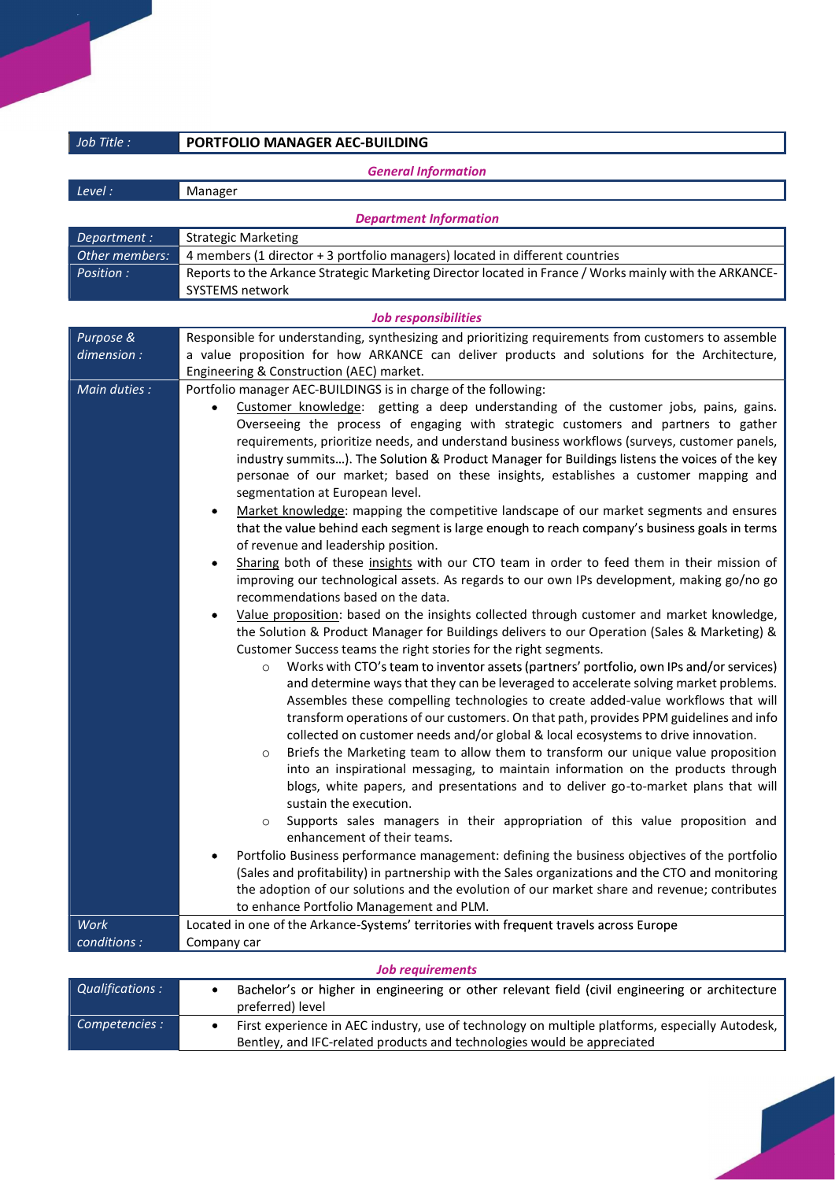| Job Title : | **PORTFOLIO MANAGER AEC-BUILDING** |
|---|---|

***General Information***

| Level : | Manager |
|---|---|

***Department Information***

| Department : | Strategic Marketing |
|---|---|
| Other members: | 4 members (1 director + 3 portfolio managers) located in different countries |
| Position : | Reports to the Arkance Strategic Marketing Director located in France / Works mainly with the ARKANCE-SYSTEMS network |

***Job responsibilities***

| Purpose & dimension : | Responsible for understanding, synthesizing and prioritizing requirements from customers to assemble a value proposition for how ARKANCE can deliver products and solutions for the Architecture, Engineering & Construction (AEC) market. |
|---|---|
| Main duties : | Portfolio manager AEC-BUILDINGS is in charge of the following:<br>• Customer knowledge: getting a deep understanding of the customer jobs, pains, gains. Overseeing the process of engaging with strategic customers and partners to gather requirements, prioritize needs, and understand business workflows (surveys, customer panels, industry summits…). The Solution & Product Manager for Buildings listens the voices of the key personae of our market; based on these insights, establishes a customer mapping and segmentation at European level.<br>• Market knowledge: mapping the competitive landscape of our market segments and ensures that the value behind each segment is large enough to reach company's business goals in terms of revenue and leadership position.<br>• Sharing both of these insights with our CTO team in order to feed them in their mission of improving our technological assets. As regards to our own IPs development, making go/no go recommendations based on the data.<br>• Value proposition: based on the insights collected through customer and market knowledge, the Solution & Product Manager for Buildings delivers to our Operation (Sales & Marketing) & Customer Success teams the right stories for the right segments.<br>  ○ Works with CTO's team to inventor assets (partners' portfolio, own IPs and/or services) and determine ways that they can be leveraged to accelerate solving market problems. Assembles these compelling technologies to create added-value workflows that will transform operations of our customers. On that path, provides PPM guidelines and info collected on customer needs and/or global & local ecosystems to drive innovation.<br>  ○ Briefs the Marketing team to allow them to transform our unique value proposition into an inspirational messaging, to maintain information on the products through blogs, white papers, and presentations and to deliver go-to-market plans that will sustain the execution.<br>  ○ Supports sales managers in their appropriation of this value proposition and enhancement of their teams.<br>• Portfolio Business performance management: defining the business objectives of the portfolio (Sales and profitability) in partnership with the Sales organizations and the CTO and monitoring the adoption of our solutions and the evolution of our market share and revenue; contributes to enhance Portfolio Management and PLM. |
| Work conditions : | Located in one of the Arkance-Systems' territories with frequent travels across Europe<br>Company car |

***Job requirements***

| Qualifications : | • Bachelor's or higher in engineering or other relevant field (civil engineering or architecture preferred) level |
|---|---|
| Competencies : | • First experience in AEC industry, use of technology on multiple platforms, especially Autodesk, Bentley, and IFC-related products and technologies would be appreciated |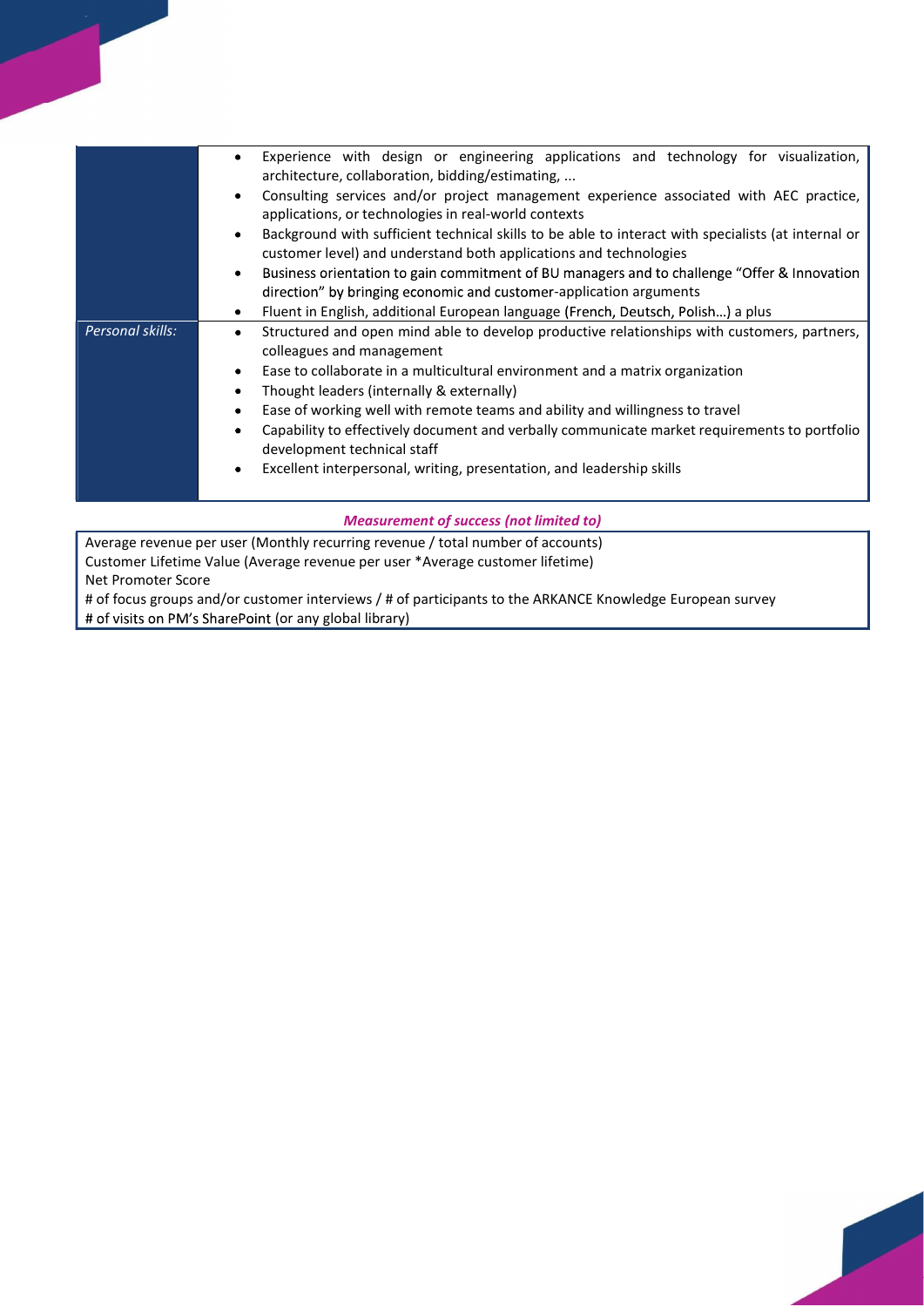| | |
|---|---|
| | • Experience with design or engineering applications and technology for visualization, architecture, collaboration, bidding/estimating, ...<br>• Consulting services and/or project management experience associated with AEC practice, applications, or technologies in real-world contexts<br>• Background with sufficient technical skills to be able to interact with specialists (at internal or customer level) and understand both applications and technologies<br>• Business orientation to gain commitment of BU managers and to challenge "Offer & Innovation direction" by bringing economic and customer-application arguments<br>• Fluent in English, additional European language (French, Deutsch, Polish…) a plus |
| *Personal skills:* | • Structured and open mind able to develop productive relationships with customers, partners, colleagues and management<br>• Ease to collaborate in a multicultural environment and a matrix organization<br>• Thought leaders (internally & externally)<br>• Ease of working well with remote teams and ability and willingness to travel<br>• Capability to effectively document and verbally communicate market requirements to portfolio development technical staff<br>• Excellent interpersonal, writing, presentation, and leadership skills |

***Measurement of success (not limited to)***

Average revenue per user (Monthly recurring revenue / total number of accounts)
Customer Lifetime Value (Average revenue per user *Average customer lifetime)
Net Promoter Score
# of focus groups and/or customer interviews / # of participants to the ARKANCE Knowledge European survey
# of visits on PM's SharePoint (or any global library)